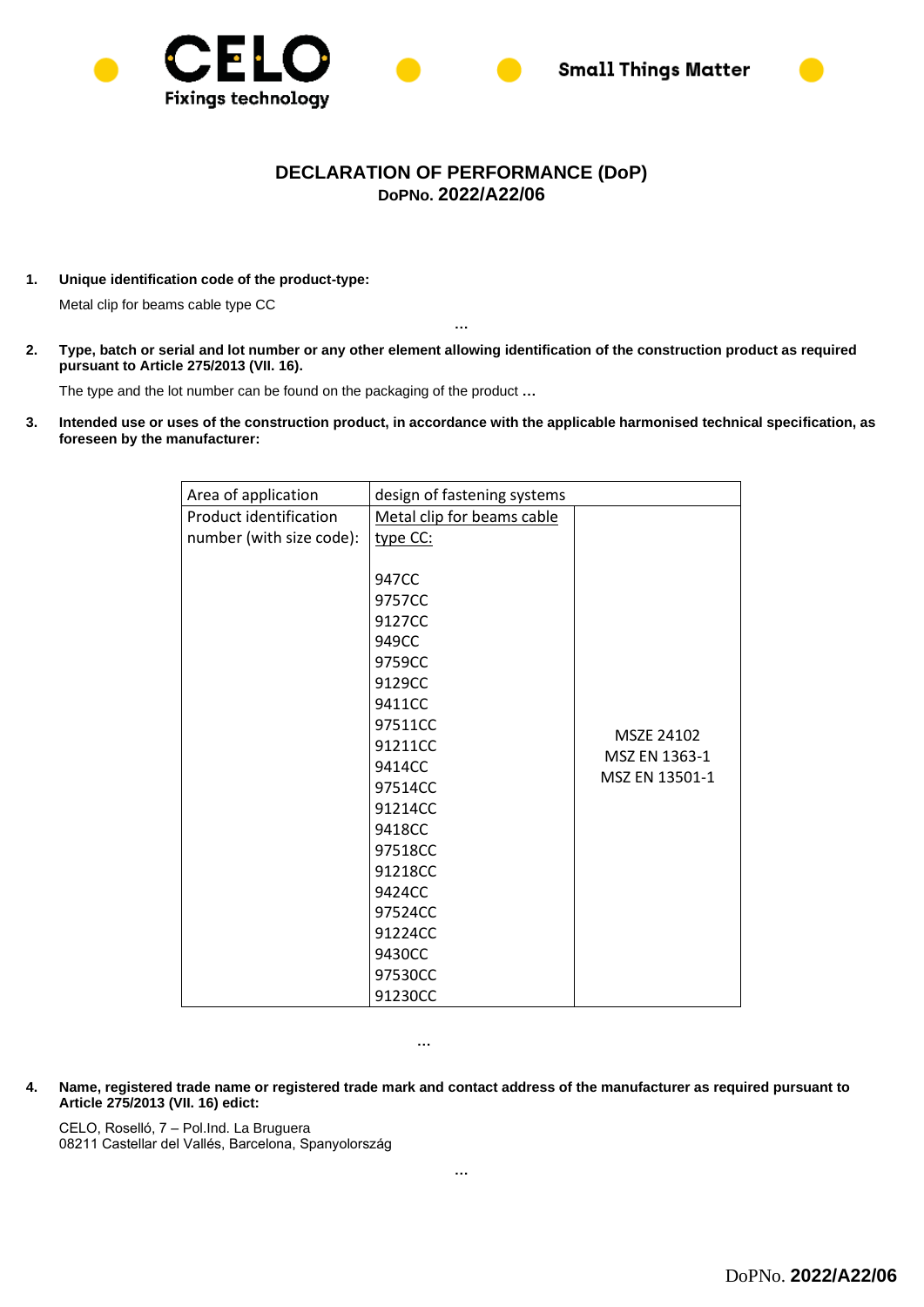CELO Fixings technology — Small Things Matter

# DECLARATION OF PERFORMANCE (DoP)

**DoPNo. 2022/A22/06**

**1. Unique identification code of the product-type:**

Metal clip for beams cable type CC

…

**2. Type, batch or serial and lot number or any other element allowing identification of the construction product as required pursuant to Article 275/2013 (VII. 16).**

The type and the lot number can be found on the packaging of the product …

**3. Intended use or uses of the construction product, in accordance with the applicable harmonised technical specification, as foreseen by the manufacturer:**

| Area of application | design of fastening systems | |
|---|---|---|
| Product identification number (with size code): | Metal clip for beams cable type CC:<br><br>947CC<br>9757CC<br>9127CC<br>949CC<br>9759CC<br>9129CC<br>9411CC<br>97511CC<br>91211CC<br>9414CC<br>97514CC<br>91214CC<br>9418CC<br>97518CC<br>91218CC<br>9424CC<br>97524CC<br>91224CC<br>9430CC<br>97530CC<br>91230CC | MSZE 24102<br>MSZ EN 1363-1<br>MSZ EN 13501-1 |

…

**4. Name, registered trade name or registered trade mark and contact address of the manufacturer as required pursuant to Article 275/2013 (VII. 16) edict:**

CELO, Roselló, 7 – Pol.Ind. La Bruguera
08211 Castellar del Vallés, Barcelona, Spanyolország

…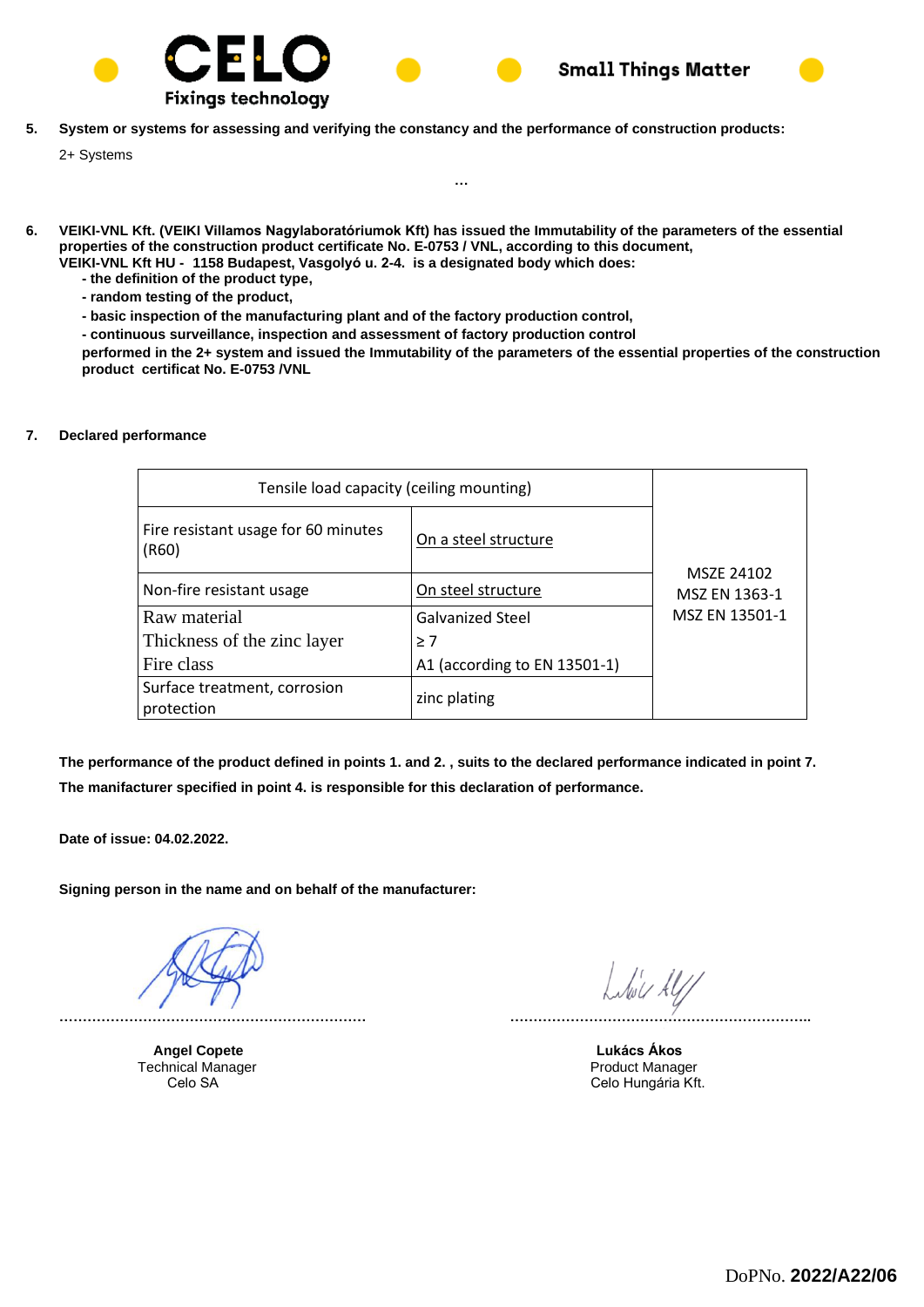**5. System or systems for assessing and verifying the constancy and the performance of construction products:**

2+ Systems

…

**6. VEIKI-VNL Kft. (VEIKI Villamos Nagylaboratóriumok Kft) has issued the Immutability of the parameters of the essential properties of the construction product certificate No. E-0753 / VNL, according to this document,**
**VEIKI-VNL Kft HU - 1158 Budapest, Vasgolyó u. 2-4. is a designated body which does:**

- **the definition of the product type,**
- **random testing of the product,**
- **basic inspection of the manufacturing plant and of the factory production control,**
- **continuous surveillance, inspection and assessment of factory production control**

**performed in the 2+ system and issued the Immutability of the parameters of the essential properties of the construction product certificat No. E-0753 /VNL**

**7. Declared performance**

| | | |
|---|---|---|
| Tensile load capacity (ceiling mounting) | | MSZE 24102<br>MSZ EN 1363-1<br>MSZ EN 13501-1 |
| Fire resistant usage for 60 minutes (R60) | On a steel structure | |
| Non-fire resistant usage | On steel structure | |
| Raw material<br>Thickness of the zinc layer<br>Fire class | Galvanized Steel<br>≥ 7<br>A1 (according to EN 13501-1) | |
| Surface treatment, corrosion protection | zinc plating | |

**The performance of the product defined in points 1. and 2. , suits to the declared performance indicated in point 7.**

**The manufacturer specified in point 4. is responsible for this declaration of performance.**

**Date of issue: 04.02.2022.**

**Signing person in the name and on behalf of the manufacturer:**

………………………………………………………

**Angel Copete**
Technical Manager
Celo SA

………………………………………………………

**Lukács Ákos**
Product Manager
Celo Hungária Kft.

DoPNo. **2022/A22/06**